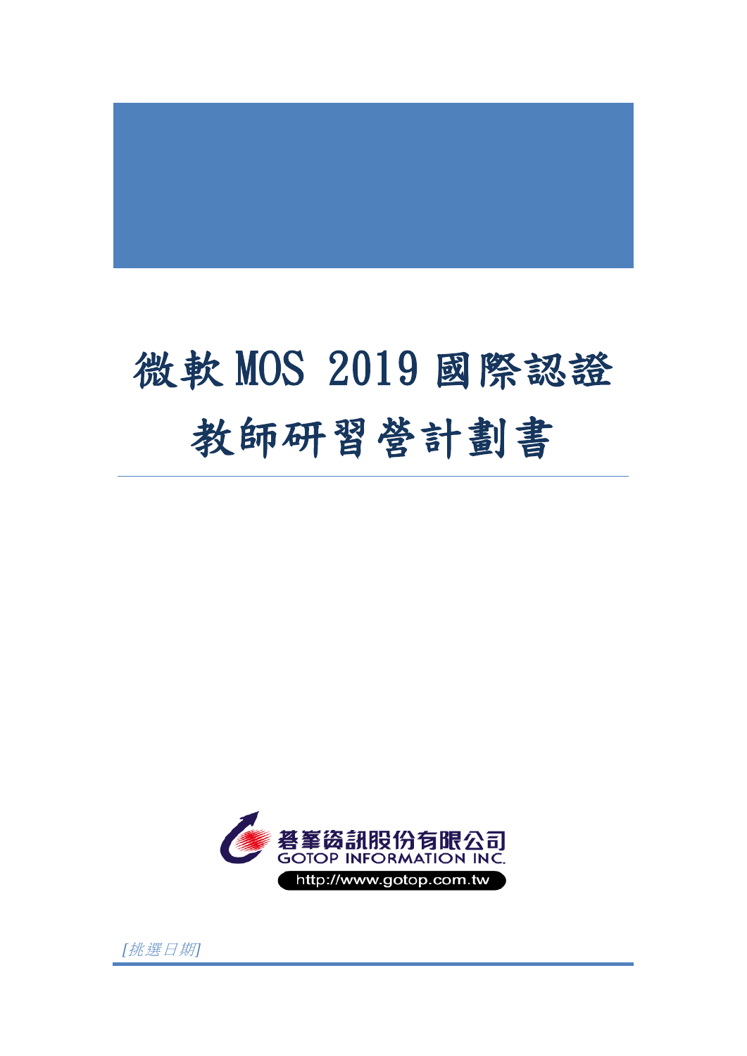# 微軟 MOS 2019 國際認證教師研習營計劃書

碁峯資訊股份有限公司
GOTOP INFORMATION INC.
http://www.gotop.com.tw

*[挑選日期]*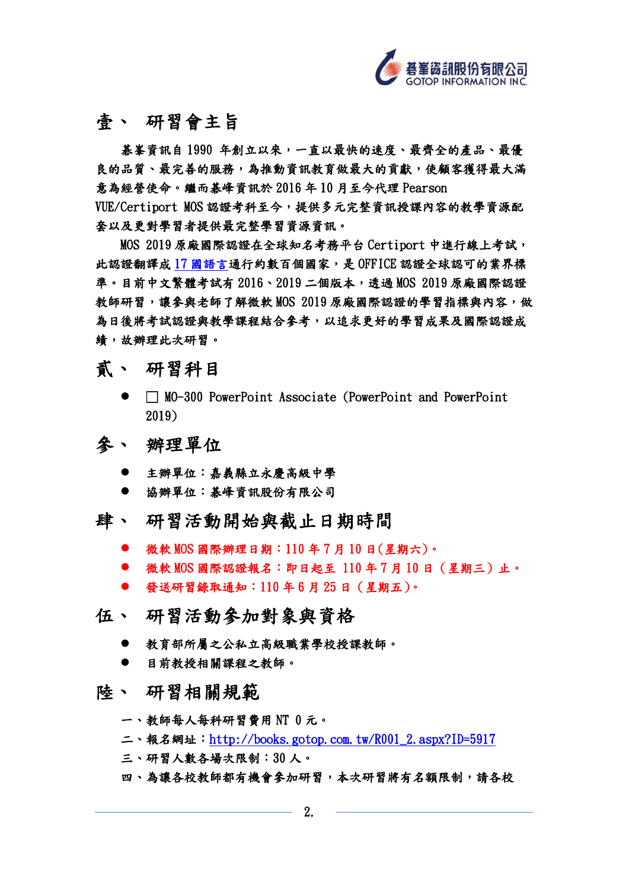## 壹、 研習會主旨

碁峯資訊自 1990 年創立以來，一直以最快的速度、最齊全的產品、最優良的品質、最完善的服務，為推動資訊教育做最大的貢獻，使顧客獲得最大滿意為經營使命。繼而碁峰資訊於 2016 年 10 月至今代理 Pearson VUE/Certiport MOS 認證考科至今，提供多元完整資訊授課內容的教學資源配套以及更對學習者提供最完整學習資源資訊。

MOS 2019 原廠國際認證在全球知名考務平台 Certiport 中進行線上考試，此認證翻譯成 17 國語言通行約數百個國家，是 OFFICE 認證全球認可的業界標準。目前中文繁體考試有 2016、2019 二個版本，透過 MOS 2019 原廠國際認證教師研習，讓參與老師了解微軟 MOS 2019 原廠國際認證的學習指標與內容，做為日後將考試認證與教學課程結合參考，以追求更好的學習成果及國際認證成績，故辦理此次研習。

## 貳、 研習科目

- ☐ MO-300 PowerPoint Associate (PowerPoint and PowerPoint 2019)

## 參、 辦理單位

- 主辦單位：嘉義縣立永慶高級中學
- 協辦單位：碁峰資訊股份有限公司

## 肆、 研習活動開始與截止日期時間

- 微軟 MOS 國際辦理日期：110 年 7 月 10 日(星期六)。
- 微軟 MOS 國際認證報名：即日起至 110 年 7 月 10 日（星期三）止。
- 發送研習錄取通知：110 年 6 月 25 日（星期五)。

## 伍、 研習活動參加對象與資格

- 教育部所屬之公私立高級職業學校授課教師。
- 目前教授相關課程之教師。

## 陸、 研習相關規範

一、教師每人每科研習費用 NT 0 元。

二、報名網址：http://books.gotop.com.tw/R001_2.aspx?ID=5917

三、研習人數各場次限制：30 人。

四、為讓各校教師都有機會參加研習，本次研習將有名額限制，請各校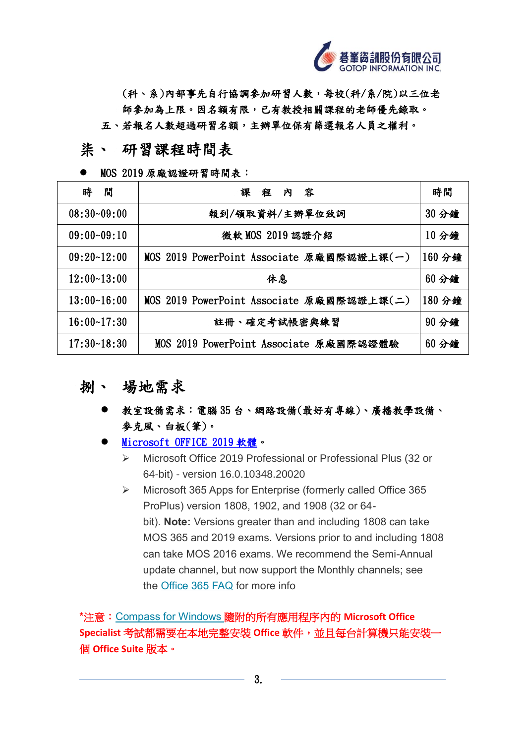(科、系)內部事先自行協調參加研習人數，每校(科/系/院)以三位老師參加為上限。因名額有限，已有教授相關課程的老師優先錄取。

五、若報名人數超過研習名額，主辦單位保有篩選報名人員之權利。

## 柒、 研習課程時間表

- MOS 2019 原廠認證研習時間表：

| 時　間 | 課　程　內　容 | 時間 |
|---|---|---|
| 08:30~09:00 | 報到/領取資料/主辦單位致詞 | 30 分鐘 |
| 09:00~09:10 | 微軟 MOS 2019 認證介紹 | 10 分鐘 |
| 09:20~12:00 | MOS 2019 PowerPoint Associate 原廠國際認證上課(一) | 160 分鐘 |
| 12:00~13:00 | 休息 | 60 分鐘 |
| 13:00~16:00 | MOS 2019 PowerPoint Associate 原廠國際認證上課(二) | 180 分鐘 |
| 16:00~17:30 | 註冊、確定考試帳密與練習 | 90 分鐘 |
| 17:30~18:30 | MOS 2019 PowerPoint Associate 原廠國際認證體驗 | 60 分鐘 |

## 捌、 場地需求

- 教室設備需求：電腦 35 台、網路設備(最好有專線)、廣播教學設備、麥克風、白板(筆)。
- Microsoft OFFICE 2019 軟體。
  - Microsoft Office 2019 Professional or Professional Plus (32 or 64-bit) - version 16.0.10348.20020
  - Microsoft 365 Apps for Enterprise (formerly called Office 365 ProPlus) version 1808, 1902, and 1908 (32 or 64-bit). **Note:** Versions greater than and including 1808 can take MOS 365 and 2019 exams. Versions prior to and including 1808 can take MOS 2016 exams. We recommend the Semi-Annual update channel, but now support the Monthly channels; see the Office 365 FAQ for more info

*注意：Compass for Windows 隨附的所有應用程序內的 **Microsoft Office Specialist** 考試都需要在本地完整安裝 **Office** 軟件，並且每台計算機只能安裝一個 **Office Suite** 版本。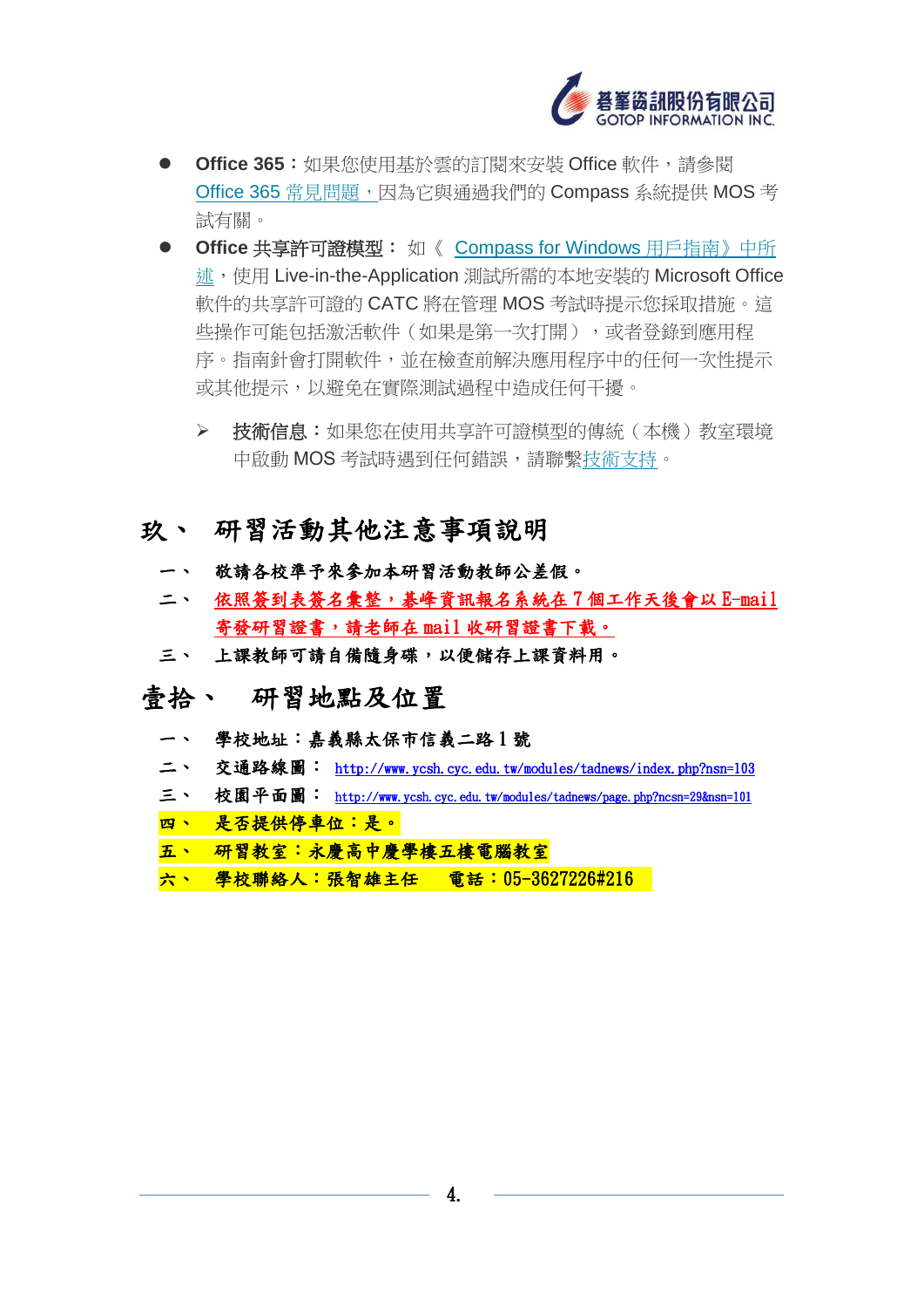- **Office 365**：如果您使用基於雲的訂閱來安裝 Office 軟件，請參閱 Office 365 常見問題，因為它與通過我們的 Compass 系統提供 MOS 考試有關。
- **Office 共享許可證模型**： 如《 Compass for Windows 用戶指南》中所述，使用 Live-in-the-Application 測試所需的本地安裝的 Microsoft Office 軟件的共享許可證的 CATC 將在管理 MOS 考試時提示您採取措施。這些操作可能包括激活軟件（如果是第一次打開），或者登錄到應用程序。指南針會打開軟件，並在檢查前解決應用程序中的任何一次性提示或其他提示，以避免在實際測試過程中造成任何干擾。
  - 技術信息：如果您在使用共享許可證模型的傳統（本機）教室環境中啟動 MOS 考試時遇到任何錯誤，請聯繫技術支持。

# 玖、 研習活動其他注意事項說明

一、 敬請各校準予來參加本研習活動教師公差假。

二、 依照簽到表簽名彙整，碁峰資訊報名系統在 7 個工作天後會以 E-mail 寄發研習證書，請老師在 mail 收研習證書下載。

三、 上課教師可請自備隨身碟，以便儲存上課資料用。

# 壹拾、 研習地點及位置

一、 學校地址：嘉義縣太保市信義二路 1 號

二、 交通路線圖： http://www.ycsh.cyc.edu.tw/modules/tadnews/index.php?nsn=103

三、 校園平面圖： http://www.ycsh.cyc.edu.tw/modules/tadnews/page.php?ncsn=29&nsn=101

四、 是否提供停車位：是。

五、 研習教室：永慶高中慶學樓五樓電腦教室

六、 學校聯絡人：張智雄主任 電話：05-3627226#216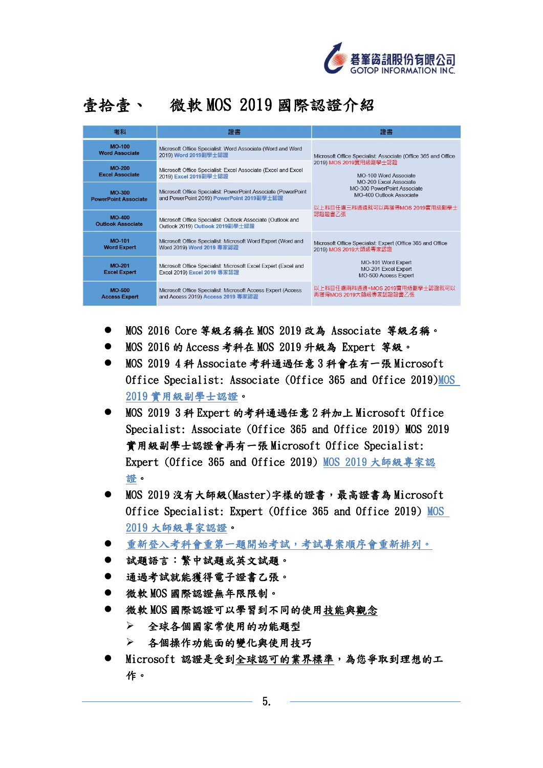# 壹拾壹、　微軟 MOS 2019 國際認證介紹

| 考科 | 證書 | 證書 |
|---|---|---|
| MO-100<br>Word Associate | Microsoft Office Specialist: Word Associate (Word and Word 2019) Word 2019副學士認證 | Microsoft Office Specialist: Associate (Office 365 and Office 2019) MOS 2019實用級副學士認證<br><br>MO-100 Word Associate<br>MO-200 Excel Associate<br>MO-300 PowerPoint Associate<br>MO-400 Outlook Associate<br><br>以上科目任選三科通過就可以再獲得MOS 2019實用級副學士認證證書乙張 |
| MO-200<br>Excel Associate | Microsoft Office Specialist: Excel Associate (Excel and Excel 2019) Excel 2019副學士認證 | |
| MO-300<br>PowerPoint Associate | Microsoft Office Specialist: PowerPoint Associate (PowerPoint and PowerPoint 2019) PowerPoint 2019副學士認證 | |
| MO-400<br>Outlook Associate | Microsoft Office Specialist: Outlook Associate (Outlook and Outlook 2019) Outlook 2019副學士認證 | |
| MO-101<br>Word Expert | Microsoft Office Specialist: Microsoft Word Expert (Word and Word 2019) Word 2019 專家認證 | Microsoft Office Specialist: Expert (Office 365 and Office 2019) MOS 2019大師級專家認證<br><br>MO-101 Word Expert<br>MO-201 Excel Expert<br>MO-500 Access Expert<br><br>以上科目任選兩科通過+MOS 2019實用級副學士認證就可以再獲得MOS 2019大師級專家認證證書乙張 |
| MO-201<br>Excel Expert | Microsoft Office Specialist: Microsoft Excel Expert (Excel and Excel 2019) Excel 2019 專家認證 | |
| MO-500<br>Access Expert | Microsoft Office Specialist: Microsoft Access Expert (Access and Access 2019) Access 2019 專家認證 | |

- MOS 2016 Core 等級名稱在 MOS 2019 改為 Associate 等級名稱。
- MOS 2016 的 Access 考科在 MOS 2019 升級為 Expert 等級。
- MOS 2019 4 科 Associate 考科通過任意 3 科會在有一張 Microsoft Office Specialist: Associate (Office 365 and Office 2019) MOS 2019 實用級副學士認證。
- MOS 2019 3 科 Expert 的考科通過任意 2 科加上 Microsoft Office Specialist: Associate (Office 365 and Office 2019) MOS 2019 實用級副學士認證會再有一張 Microsoft Office Specialist: Expert (Office 365 and Office 2019) MOS 2019 大師級專家認證。
- MOS 2019 沒有大師級(Master)字樣的證書，最高證書為 Microsoft Office Specialist: Expert (Office 365 and Office 2019) MOS 2019 大師級專家認證。
- 重新登入考科會重第一題開始考試，考試專案順序會重新排列。
- 試題語言：繁中試題或英文試題。
- 通過考試就能獲得電子證書乙張。
- 微軟 MOS 國際認證無年限限制。
- 微軟 MOS 國際認證可以學習到不同的使用技能與觀念
  - 全球各個國家常使用的功能題型
  - 各個操作功能面的變化與使用技巧
- Microsoft 認證是受到全球認可的業界標準，為您爭取到理想的工作。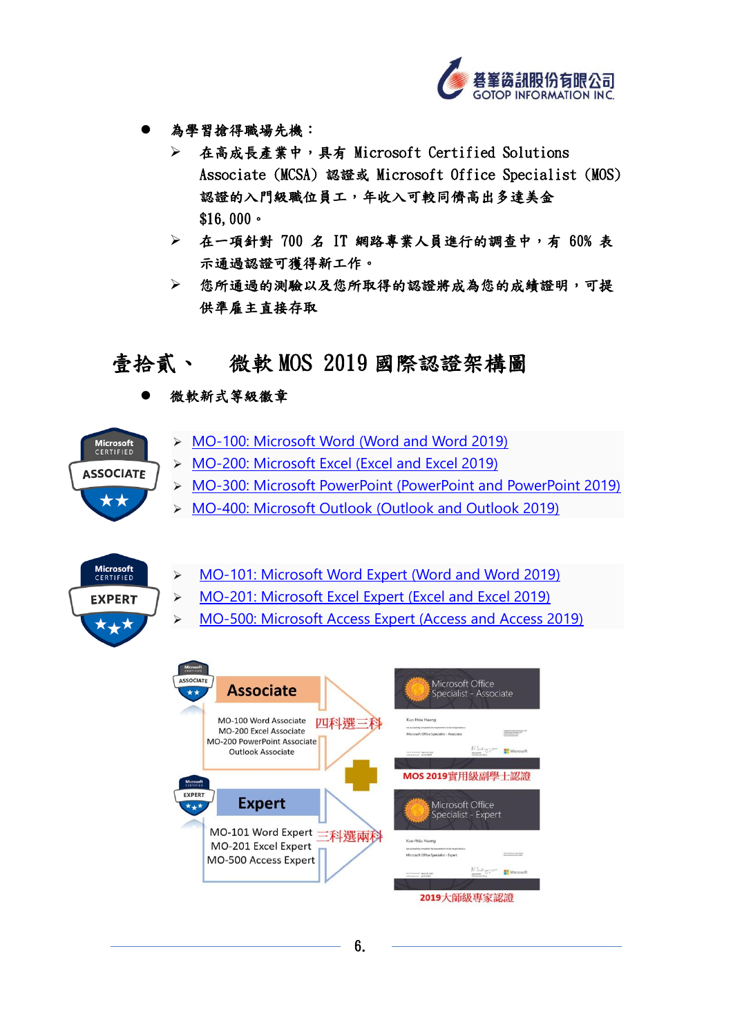- 為學習搶得職場先機：
  - 在高成長產業中，具有 Microsoft Certified Solutions Associate (MCSA) 認證或 Microsoft Office Specialist (MOS) 認證的入門級職位員工，年收入可較同儕高出多達美金 $16,000。
  - 在一項針對 700 名 IT 網路專業人員進行的調查中，有 60% 表示通過認證可獲得新工作。
  - 您所通過的測驗以及您所取得的認證將成為您的成績證明，可提供準雇主直接存取

# 壹拾貳、 微軟 MOS 2019 國際認證架構圖

- 微軟新式等級徽章

Microsoft CERTIFIED ASSOCIATE

- MO-100: Microsoft Word (Word and Word 2019)
- MO-200: Microsoft Excel (Excel and Excel 2019)
- MO-300: Microsoft PowerPoint (PowerPoint and PowerPoint 2019)
- MO-400: Microsoft Outlook (Outlook and Outlook 2019)

Microsoft CERTIFIED EXPERT

- MO-101: Microsoft Word Expert (Word and Word 2019)
- MO-201: Microsoft Excel Expert (Excel and Excel 2019)
- MO-500: Microsoft Access Expert (Access and Access 2019)

Associate

MO-100 Word Associate
MO-200 Excel Associate
MO-200 PowerPoint Associate
Outlook Associate

四科選三科

Microsoft Office Specialist - Associate

MOS 2019實用級副學士認證

Expert

MO-101 Word Expert
MO-201 Excel Expert
MO-500 Access Expert

三科選兩科

Microsoft Office Specialist - Expert

2019大師級專家認證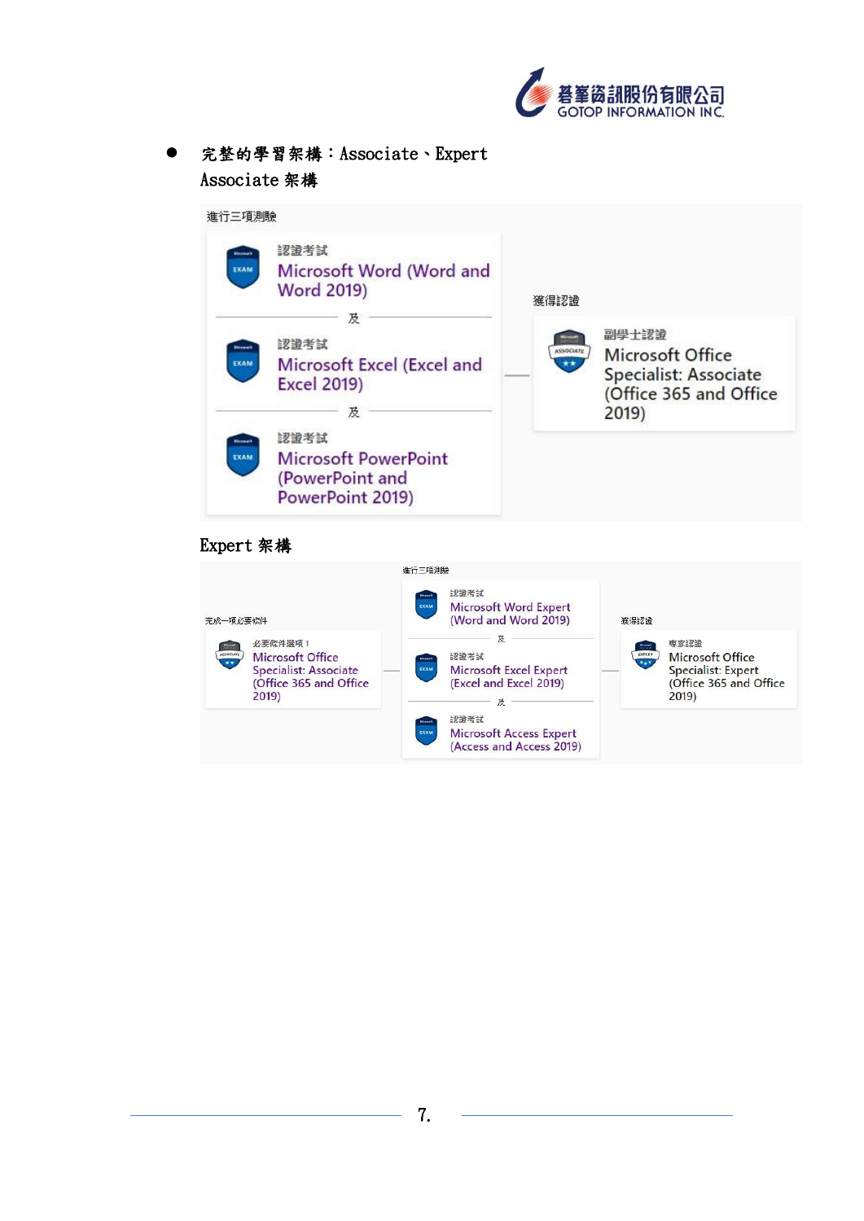- 完整的學習架構：Associate、Expert

Associate 架構

進行三項測驗

認證考試
Microsoft Word (Word and Word 2019)

及

認證考試
Microsoft Excel (Excel and Excel 2019)

及

認證考試
Microsoft PowerPoint (PowerPoint and PowerPoint 2019)

獲得認證

副學士認證
Microsoft Office Specialist: Associate (Office 365 and Office 2019)

Expert 架構

完成一項必要條件

必要條件選項 1
Microsoft Office Specialist: Associate (Office 365 and Office 2019)

進行三項測驗

認證考試
Microsoft Word Expert (Word and Word 2019)

及

認證考試
Microsoft Excel Expert (Excel and Excel 2019)

及

認證考試
Microsoft Access Expert (Access and Access 2019)

獲得認證

專家認證
Microsoft Office Specialist: Expert (Office 365 and Office 2019)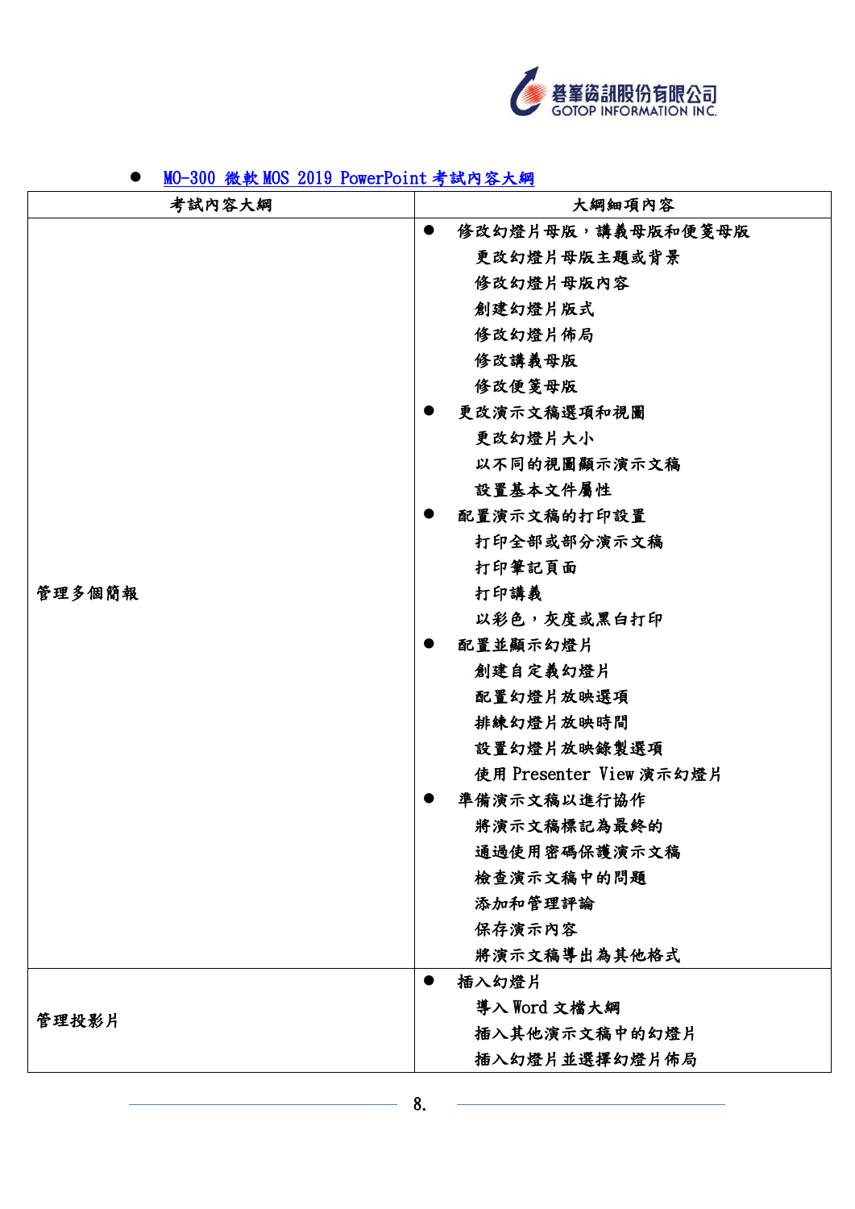- MO-300 微軟 MOS 2019 PowerPoint 考試內容大綱

| 考試內容大綱 | 大綱細項內容 |
|---|---|
| 管理多個簡報 | ● 修改幻燈片母版，講義母版和便箋母版<br>更改幻燈片母版主題或背景<br>修改幻燈片母版內容<br>創建幻燈片版式<br>修改幻燈片佈局<br>修改講義母版<br>修改便箋母版<br>● 更改演示文稿選項和視圖<br>更改幻燈片大小<br>以不同的視圖顯示演示文稿<br>設置基本文件屬性<br>● 配置演示文稿的打印設置<br>打印全部或部分演示文稿<br>打印筆記頁面<br>打印講義<br>以彩色，灰度或黑白打印<br>● 配置並顯示幻燈片<br>創建自定義幻燈片<br>配置幻燈片放映選項<br>排練幻燈片放映時間<br>設置幻燈片放映錄製選項<br>使用 Presenter View 演示幻燈片<br>● 準備演示文稿以進行協作<br>將演示文稿標記為最終的<br>通過使用密碼保護演示文稿<br>檢查演示文稿中的問題<br>添加和管理評論<br>保存演示內容<br>將演示文稿導出為其他格式 |
| 管理投影片 | ● 插入幻燈片<br>導入 Word 文檔大綱<br>插入其他演示文稿中的幻燈片<br>插入幻燈片並選擇幻燈片佈局 |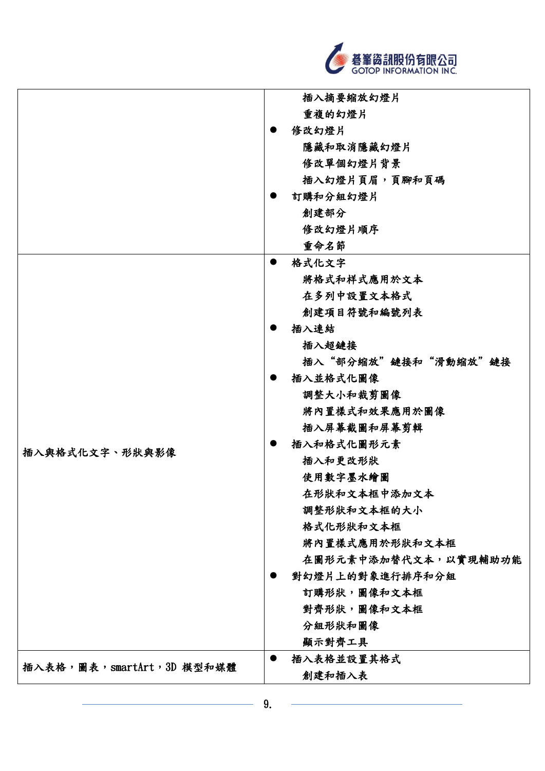| | |
|---|---|
| | 插入摘要縮放幻燈片<br>重複的幻燈片<br>● 修改幻燈片<br>隱藏和取消隱藏幻燈片<br>修改單個幻燈片背景<br>插入幻燈片頁眉，頁腳和頁碼<br>● 訂購和分組幻燈片<br>創建部分<br>修改幻燈片順序<br>重命名節 |
| 插入與格式化文字、形狀與影像 | ● 格式化文字<br>將格式和樣式應用於文本<br>在多列中設置文本格式<br>創建項目符號和編號列表<br>● 插入連結<br>插入超鏈接<br>插入“部分縮放”鏈接和“滑動縮放”鏈接<br>● 插入並格式化圖像<br>調整大小和裁剪圖像<br>將內置樣式和效果應用於圖像<br>插入屏幕截圖和屏幕剪輯<br>● 插入和格式化圖形元素<br>插入和更改形狀<br>使用數字墨水繪圖<br>在形狀和文本框中添加文本<br>調整形狀和文本框的大小<br>格式化形狀和文本框<br>將內置樣式應用於形狀和文本框<br>在圖形元素中添加替代文本，以實現輔助功能<br>● 對幻燈片上的對象進行排序和分組<br>訂購形狀，圖像和文本框<br>對齊形狀，圖像和文本框<br>分組形狀和圖像<br>顯示對齊工具 |
| 插入表格，圖表，smartArt，3D 模型和媒體 | ● 插入表格並設置其格式<br>創建和插入表 |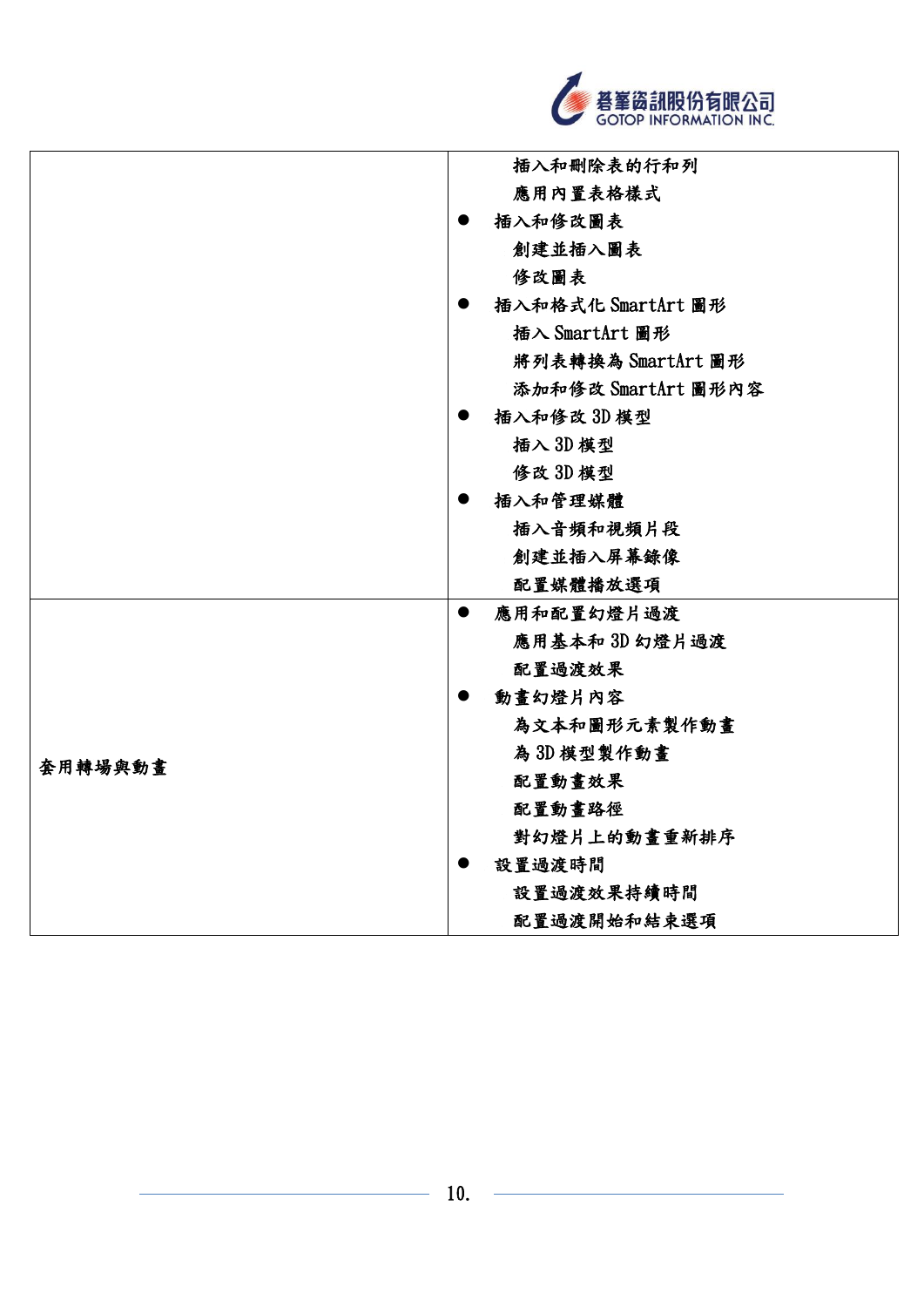| | |
|---|---|
| | 插入和刪除表的行和列<br>應用內置表格樣式<br>● 插入和修改圖表<br>創建並插入圖表<br>修改圖表<br>● 插入和格式化 SmartArt 圖形<br>插入 SmartArt 圖形<br>將列表轉換為 SmartArt 圖形<br>添加和修改 SmartArt 圖形內容<br>● 插入和修改 3D 模型<br>插入 3D 模型<br>修改 3D 模型<br>● 插入和管理媒體<br>插入音頻和視頻片段<br>創建並插入屏幕錄像<br>配置媒體播放選項 |
| 套用轉場與動畫 | ● 應用和配置幻燈片過渡<br>應用基本和 3D 幻燈片過渡<br>配置過渡效果<br>● 動畫幻燈片內容<br>為文本和圖形元素製作動畫<br>為 3D 模型製作動畫<br>配置動畫效果<br>配置動畫路徑<br>對幻燈片上的動畫重新排序<br>● 設置過渡時間<br>設置過渡效果持續時間<br>配置過渡開始和結束選項 |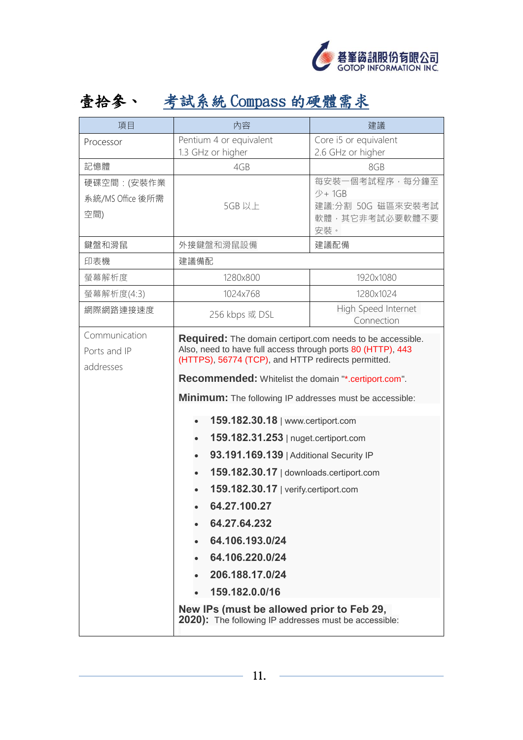## 壹拾參、 考試系統 Compass 的硬體需求

| 項目 | 內容 | 建議 |
|---|---|---|
| Processor | Pentium 4 or equivalent 1.3 GHz or higher | Core i5 or equivalent 2.6 GHz or higher |
| 記憶體 | 4GB | 8GB |
| 硬碟空間：(安裝作業系統/MS Office 後所需空間) | 5GB 以上 | 每安裝一個考試程序，每分鐘至少+ 1GB<br>建議:分割 50G 磁區來安裝考試軟體，其它非考試必要軟體不要安裝。 |
| 鍵盤和滑鼠 | 外接鍵盤和滑鼠設備 | 建議配備 |
| 印表機 | 建議備配 | |
| 螢幕解析度 | 1280x800 | 1920x1080 |
| 螢幕解析度(4:3) | 1024x768 | 1280x1024 |
| 網際網路連接速度 | 256 kbps 或 DSL | High Speed Internet Connection |
| Communication Ports and IP addresses | **Required:** The domain certiport.com needs to be accessible. Also, need to have full access through ports 80 (HTTP), 443 (HTTPS), 56774 (TCP), and HTTP redirects permitted.<br>**Recommended:** Whitelist the domain "*.certiport.com".<br>**Minimum:** The following IP addresses must be accessible:<br>• **159.182.30.18** \| www.certiport.com<br>• **159.182.31.253** \| nuget.certiport.com<br>• **93.191.169.139** \| Additional Security IP<br>• **159.182.30.17** \| downloads.certiport.com<br>• **159.182.30.17** \| verify.certiport.com<br>• **64.27.100.27**<br>• **64.27.64.232**<br>• **64.106.193.0/24**<br>• **64.106.220.0/24**<br>• **206.188.17.0/24**<br>• **159.182.0.0/16**<br>**New IPs (must be allowed prior to Feb 29, 2020):** The following IP addresses must be accessible: | |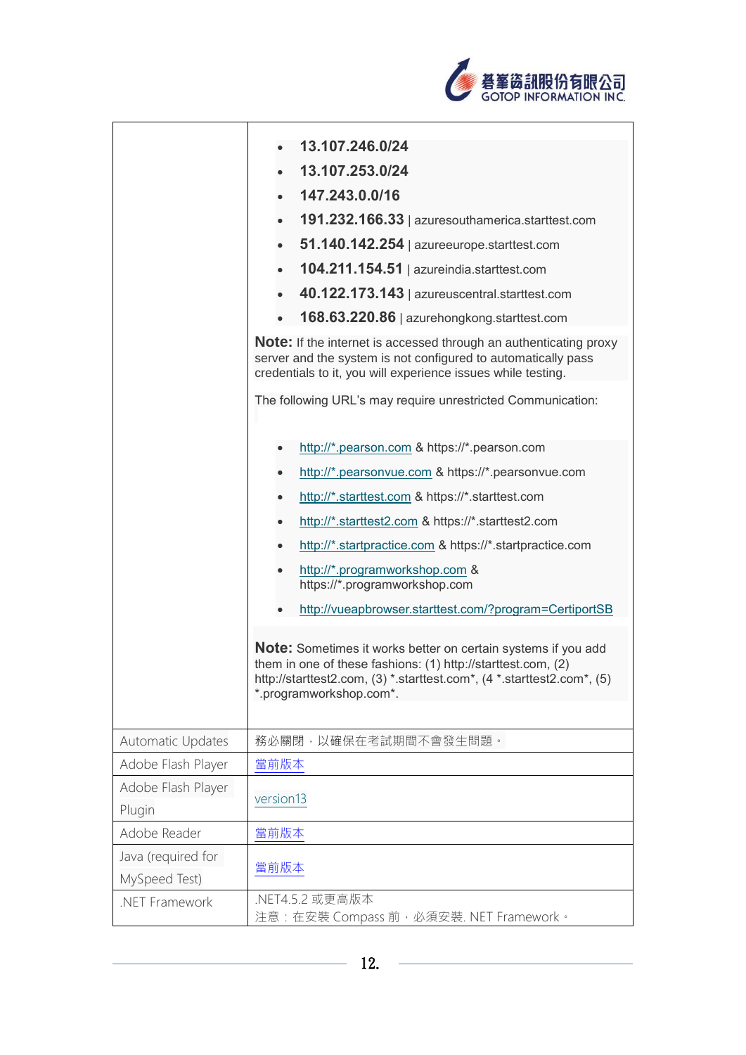| | |
|---|---|
| | • **13.107.246.0/24**<br>• **13.107.253.0/24**<br>• **147.243.0.0/16**<br>• **191.232.166.33** \| azuresouthamerica.starttest.com<br>• **51.140.142.254** \| azureeurope.starttest.com<br>• **104.211.154.51** \| azureindia.starttest.com<br>• **40.122.173.143** \| azureuscentral.starttest.com<br>• **168.63.220.86** \| azurehongkong.starttest.com<br><br>**Note:** If the internet is accessed through an authenticating proxy server and the system is not configured to automatically pass credentials to it, you will experience issues while testing.<br><br>The following URL's may require unrestricted Communication:<br><br>• http://*.pearson.com & https://*.pearson.com<br>• http://*.pearsonvue.com & https://*.pearsonvue.com<br>• http://*.starttest.com & https://*.starttest.com<br>• http://*.starttest2.com & https://*.starttest2.com<br>• http://*.startpractice.com & https://*.startpractice.com<br>• http://*.programworkshop.com & https://*.programworkshop.com<br>• http://vueapbrowser.starttest.com/?program=CertiportSB<br><br>**Note:** Sometimes it works better on certain systems if you add them in one of these fashions: (1) http://starttest.com, (2) http://starttest2.com, (3) *.starttest.com*, (4 *.starttest2.com*, (5) *.programworkshop.com*. |
| Automatic Updates | 務必關閉，以確保在考試期間不會發生問題。 |
| Adobe Flash Player | 當前版本 |
| Adobe Flash Player Plugin | version13 |
| Adobe Reader | 當前版本 |
| Java (required for MySpeed Test) | 當前版本 |
| .NET Framework | .NET4.5.2 或更高版本<br>注意：在安裝 Compass 前，必須安裝. NET Framework。 |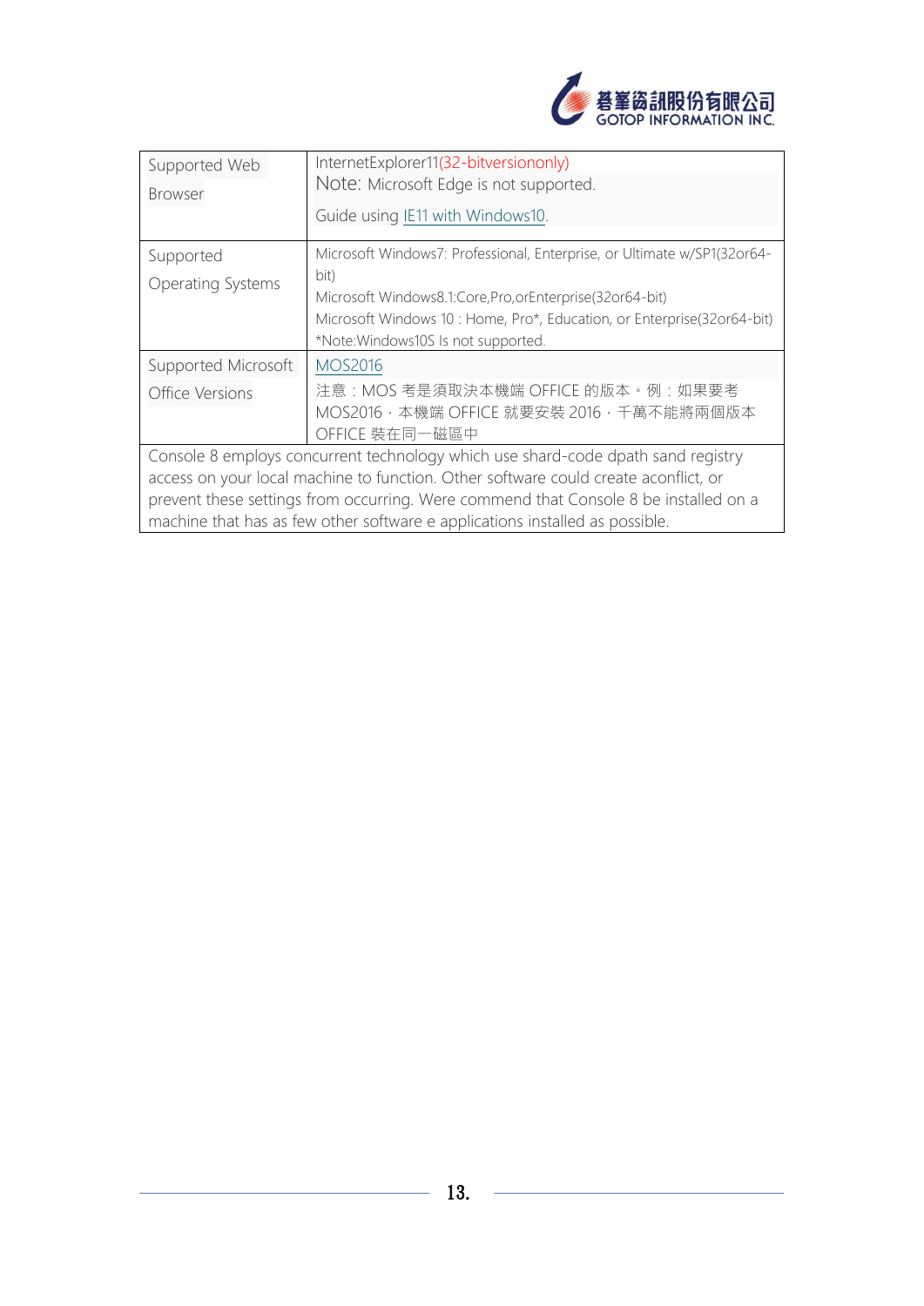| | |
|---|---|
| Supported Web Browser | InternetExplorer11(32-bitversiononly)<br>Note: Microsoft Edge is not supported.<br>Guide using IE11 with Windows10. |
| Supported Operating Systems | Microsoft Windows7: Professional, Enterprise, or Ultimate w/SP1(32or64-bit)<br>Microsoft Windows8.1:Core,Pro,orEnterprise(32or64-bit)<br>Microsoft Windows 10 : Home, Pro*, Education, or Enterprise(32or64-bit)<br>*Note:Windows10S Is not supported. |
| Supported Microsoft Office Versions | MOS2016<br>注意：MOS 考是須取決本機端 OFFICE 的版本。例：如果要考 MOS2016，本機端 OFFICE 就要安裝 2016，千萬不能將兩個版本 OFFICE 裝在同一磁區中 |
| Console 8 employs concurrent technology which use shard-code dpath sand registry access on your local machine to function. Other software could create aconflict, or prevent these settings from occurring. Were commend that Console 8 be installed on a machine that has as few other software e applications installed as possible. | |